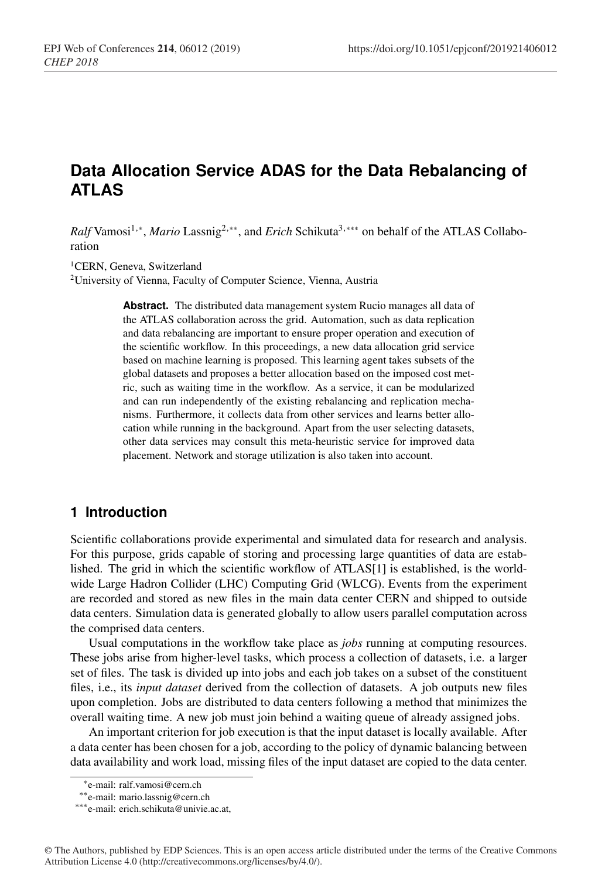# Data Allocation Service ADAS for the Data Rebalancing of ATLAS

*Ralf* Vamosi[1,*], *Mario* Lassnig[2,**], and *Erich* Schikuta[3,***] on behalf of the ATLAS Collaboration

[1]CERN, Geneva, Switzerland

[2]University of Vienna, Faculty of Computer Science, Vienna, Austria

**Abstract.** The distributed data management system Rucio manages all data of the ATLAS collaboration across the grid. Automation, such as data replication and data rebalancing are important to ensure proper operation and execution of the scientific workflow. In this proceedings, a new data allocation grid service based on machine learning is proposed. This learning agent takes subsets of the global datasets and proposes a better allocation based on the imposed cost metric, such as waiting time in the workflow. As a service, it can be modularized and can run independently of the existing rebalancing and replication mechanisms. Furthermore, it collects data from other services and learns better allocation while running in the background. Apart from the user selecting datasets, other data services may consult this meta-heuristic service for improved data placement. Network and storage utilization is also taken into account.

## 1 Introduction

Scientific collaborations provide experimental and simulated data for research and analysis. For this purpose, grids capable of storing and processing large quantities of data are established. The grid in which the scientific workflow of ATLAS[1] is established, is the worldwide Large Hadron Collider (LHC) Computing Grid (WLCG). Events from the experiment are recorded and stored as new files in the main data center CERN and shipped to outside data centers. Simulation data is generated globally to allow users parallel computation across the comprised data centers.

Usual computations in the workflow take place as *jobs* running at computing resources. These jobs arise from higher-level tasks, which process a collection of datasets, i.e. a larger set of files. The task is divided up into jobs and each job takes on a subset of the constituent files, i.e., its *input dataset* derived from the collection of datasets. A job outputs new files upon completion. Jobs are distributed to data centers following a method that minimizes the overall waiting time. A new job must join behind a waiting queue of already assigned jobs.

An important criterion for job execution is that the input dataset is locally available. After a data center has been chosen for a job, according to the policy of dynamic balancing between data availability and work load, missing files of the input dataset are copied to the data center.

---

*e-mail: ralf.vamosi@cern.ch

**e-mail: mario.lassnig@cern.ch

***e-mail: erich.schikuta@univie.ac.at,

© The Authors, published by EDP Sciences. This is an open access article distributed under the terms of the Creative Commons Attribution License 4.0 (http://creativecommons.org/licenses/by/4.0/).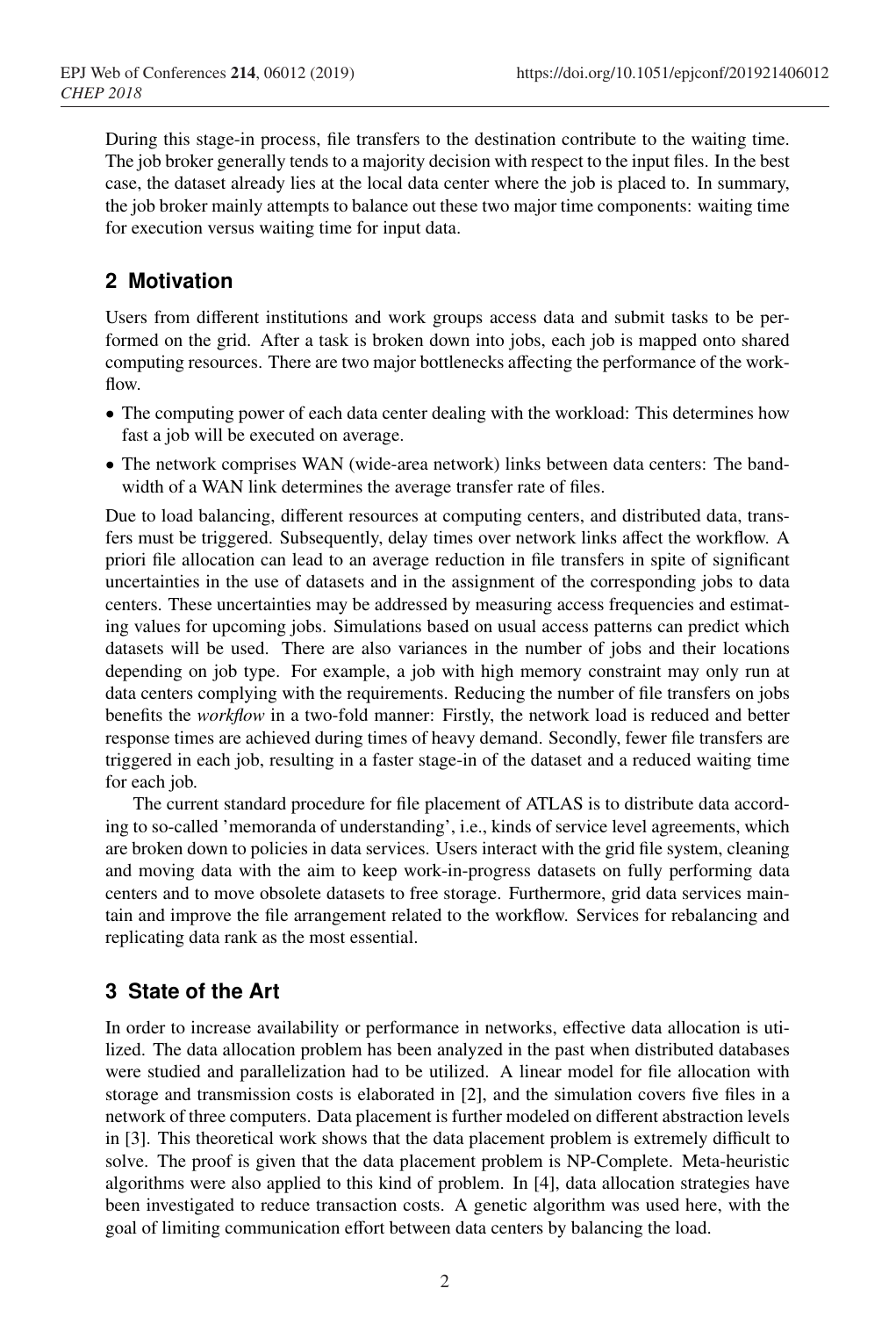During this stage-in process, file transfers to the destination contribute to the waiting time. The job broker generally tends to a majority decision with respect to the input files. In the best case, the dataset already lies at the local data center where the job is placed to. In summary, the job broker mainly attempts to balance out these two major time components: waiting time for execution versus waiting time for input data.

## 2 Motivation

Users from different institutions and work groups access data and submit tasks to be performed on the grid. After a task is broken down into jobs, each job is mapped onto shared computing resources. There are two major bottlenecks affecting the performance of the workflow.

- The computing power of each data center dealing with the workload: This determines how fast a job will be executed on average.
- The network comprises WAN (wide-area network) links between data centers: The bandwidth of a WAN link determines the average transfer rate of files.

Due to load balancing, different resources at computing centers, and distributed data, transfers must be triggered. Subsequently, delay times over network links affect the workflow. A priori file allocation can lead to an average reduction in file transfers in spite of significant uncertainties in the use of datasets and in the assignment of the corresponding jobs to data centers. These uncertainties may be addressed by measuring access frequencies and estimating values for upcoming jobs. Simulations based on usual access patterns can predict which datasets will be used. There are also variances in the number of jobs and their locations depending on job type. For example, a job with high memory constraint may only run at data centers complying with the requirements. Reducing the number of file transfers on jobs benefits the *workflow* in a two-fold manner: Firstly, the network load is reduced and better response times are achieved during times of heavy demand. Secondly, fewer file transfers are triggered in each job, resulting in a faster stage-in of the dataset and a reduced waiting time for each job.

The current standard procedure for file placement of ATLAS is to distribute data according to so-called 'memoranda of understanding', i.e., kinds of service level agreements, which are broken down to policies in data services. Users interact with the grid file system, cleaning and moving data with the aim to keep work-in-progress datasets on fully performing data centers and to move obsolete datasets to free storage. Furthermore, grid data services maintain and improve the file arrangement related to the workflow. Services for rebalancing and replicating data rank as the most essential.

## 3 State of the Art

In order to increase availability or performance in networks, effective data allocation is utilized. The data allocation problem has been analyzed in the past when distributed databases were studied and parallelization had to be utilized. A linear model for file allocation with storage and transmission costs is elaborated in [2], and the simulation covers five files in a network of three computers. Data placement is further modeled on different abstraction levels in [3]. This theoretical work shows that the data placement problem is extremely difficult to solve. The proof is given that the data placement problem is NP-Complete. Meta-heuristic algorithms were also applied to this kind of problem. In [4], data allocation strategies have been investigated to reduce transaction costs. A genetic algorithm was used here, with the goal of limiting communication effort between data centers by balancing the load.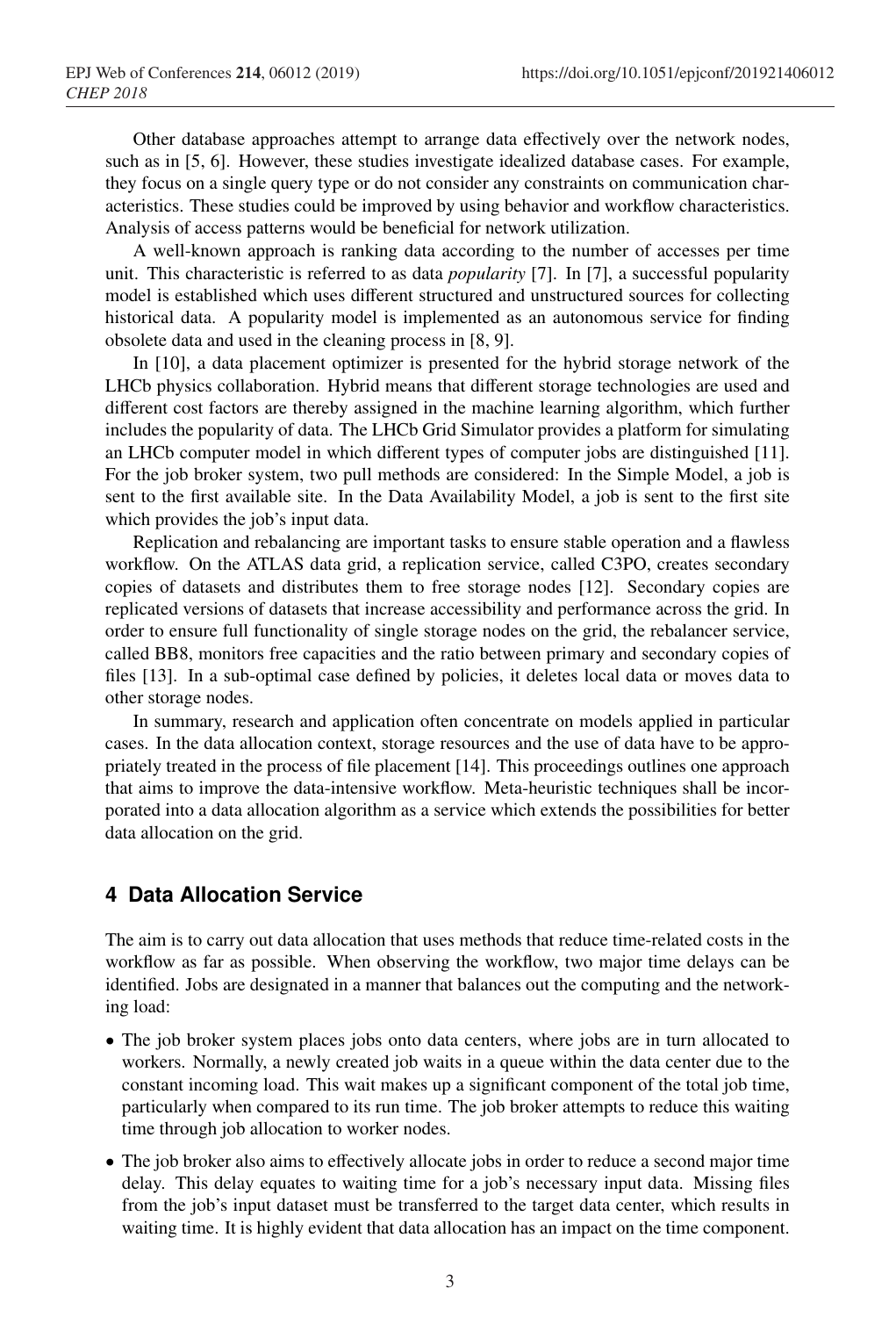Other database approaches attempt to arrange data effectively over the network nodes, such as in [5, 6]. However, these studies investigate idealized database cases. For example, they focus on a single query type or do not consider any constraints on communication characteristics. These studies could be improved by using behavior and workflow characteristics. Analysis of access patterns would be beneficial for network utilization.

A well-known approach is ranking data according to the number of accesses per time unit. This characteristic is referred to as data *popularity* [7]. In [7], a successful popularity model is established which uses different structured and unstructured sources for collecting historical data. A popularity model is implemented as an autonomous service for finding obsolete data and used in the cleaning process in [8, 9].

In [10], a data placement optimizer is presented for the hybrid storage network of the LHCb physics collaboration. Hybrid means that different storage technologies are used and different cost factors are thereby assigned in the machine learning algorithm, which further includes the popularity of data. The LHCb Grid Simulator provides a platform for simulating an LHCb computer model in which different types of computer jobs are distinguished [11]. For the job broker system, two pull methods are considered: In the Simple Model, a job is sent to the first available site. In the Data Availability Model, a job is sent to the first site which provides the job's input data.

Replication and rebalancing are important tasks to ensure stable operation and a flawless workflow. On the ATLAS data grid, a replication service, called C3PO, creates secondary copies of datasets and distributes them to free storage nodes [12]. Secondary copies are replicated versions of datasets that increase accessibility and performance across the grid. In order to ensure full functionality of single storage nodes on the grid, the rebalancer service, called BB8, monitors free capacities and the ratio between primary and secondary copies of files [13]. In a sub-optimal case defined by policies, it deletes local data or moves data to other storage nodes.

In summary, research and application often concentrate on models applied in particular cases. In the data allocation context, storage resources and the use of data have to be appropriately treated in the process of file placement [14]. This proceedings outlines one approach that aims to improve the data-intensive workflow. Meta-heuristic techniques shall be incorporated into a data allocation algorithm as a service which extends the possibilities for better data allocation on the grid.

## 4 Data Allocation Service

The aim is to carry out data allocation that uses methods that reduce time-related costs in the workflow as far as possible. When observing the workflow, two major time delays can be identified. Jobs are designated in a manner that balances out the computing and the networking load:

- The job broker system places jobs onto data centers, where jobs are in turn allocated to workers. Normally, a newly created job waits in a queue within the data center due to the constant incoming load. This wait makes up a significant component of the total job time, particularly when compared to its run time. The job broker attempts to reduce this waiting time through job allocation to worker nodes.
- The job broker also aims to effectively allocate jobs in order to reduce a second major time delay. This delay equates to waiting time for a job's necessary input data. Missing files from the job's input dataset must be transferred to the target data center, which results in waiting time. It is highly evident that data allocation has an impact on the time component.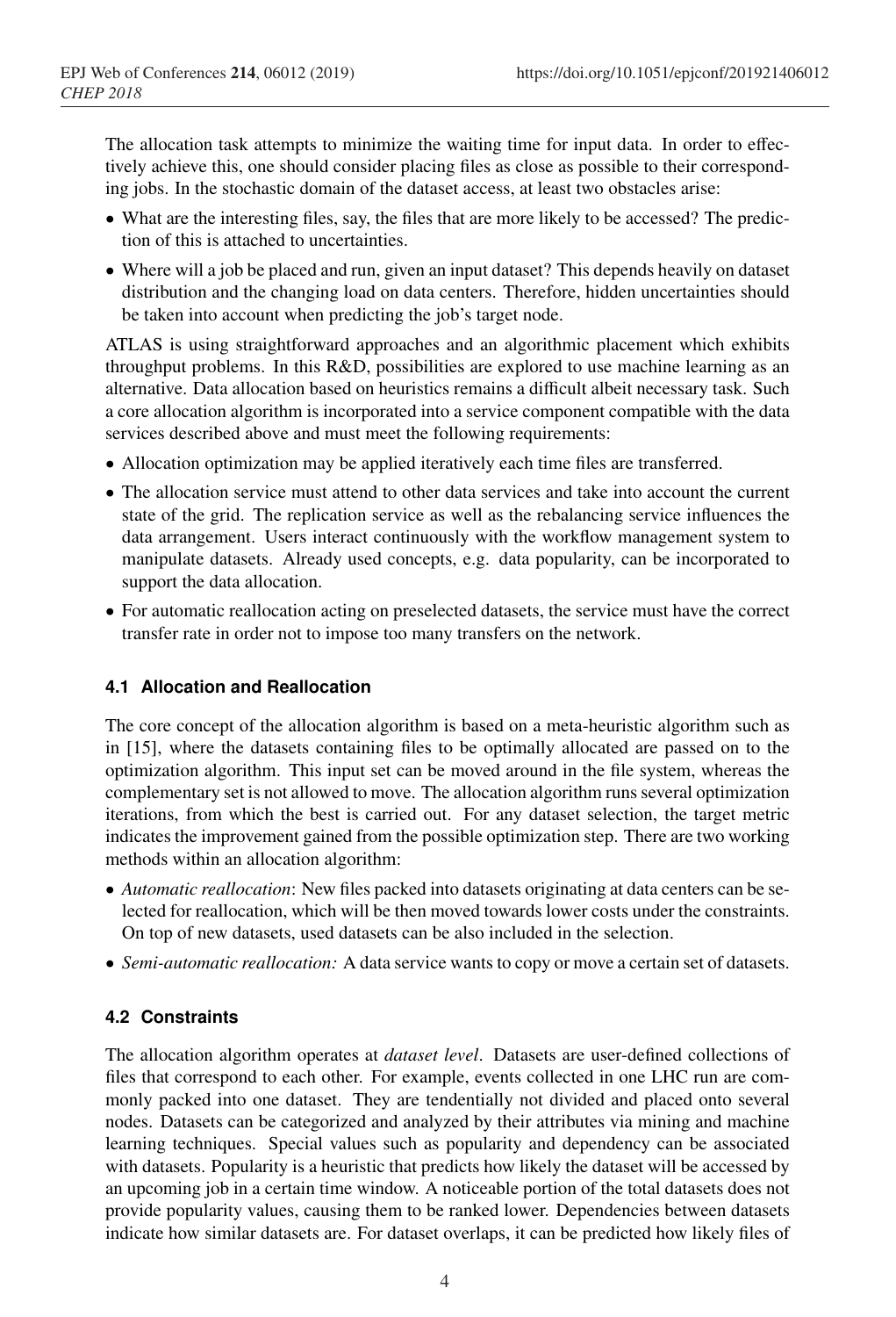The allocation task attempts to minimize the waiting time for input data. In order to effectively achieve this, one should consider placing files as close as possible to their corresponding jobs. In the stochastic domain of the dataset access, at least two obstacles arise:

- What are the interesting files, say, the files that are more likely to be accessed? The prediction of this is attached to uncertainties.
- Where will a job be placed and run, given an input dataset? This depends heavily on dataset distribution and the changing load on data centers. Therefore, hidden uncertainties should be taken into account when predicting the job's target node.

ATLAS is using straightforward approaches and an algorithmic placement which exhibits throughput problems. In this R&D, possibilities are explored to use machine learning as an alternative. Data allocation based on heuristics remains a difficult albeit necessary task. Such a core allocation algorithm is incorporated into a service component compatible with the data services described above and must meet the following requirements:

- Allocation optimization may be applied iteratively each time files are transferred.
- The allocation service must attend to other data services and take into account the current state of the grid. The replication service as well as the rebalancing service influences the data arrangement. Users interact continuously with the workflow management system to manipulate datasets. Already used concepts, e.g. data popularity, can be incorporated to support the data allocation.
- For automatic reallocation acting on preselected datasets, the service must have the correct transfer rate in order not to impose too many transfers on the network.

### 4.1 Allocation and Reallocation

The core concept of the allocation algorithm is based on a meta-heuristic algorithm such as in [15], where the datasets containing files to be optimally allocated are passed on to the optimization algorithm. This input set can be moved around in the file system, whereas the complementary set is not allowed to move. The allocation algorithm runs several optimization iterations, from which the best is carried out. For any dataset selection, the target metric indicates the improvement gained from the possible optimization step. There are two working methods within an allocation algorithm:

- *Automatic reallocation*: New files packed into datasets originating at data centers can be selected for reallocation, which will be then moved towards lower costs under the constraints. On top of new datasets, used datasets can be also included in the selection.
- *Semi-automatic reallocation:* A data service wants to copy or move a certain set of datasets.

### 4.2 Constraints

The allocation algorithm operates at *dataset level*. Datasets are user-defined collections of files that correspond to each other. For example, events collected in one LHC run are commonly packed into one dataset. They are tendentially not divided and placed onto several nodes. Datasets can be categorized and analyzed by their attributes via mining and machine learning techniques. Special values such as popularity and dependency can be associated with datasets. Popularity is a heuristic that predicts how likely the dataset will be accessed by an upcoming job in a certain time window. A noticeable portion of the total datasets does not provide popularity values, causing them to be ranked lower. Dependencies between datasets indicate how similar datasets are. For dataset overlaps, it can be predicted how likely files of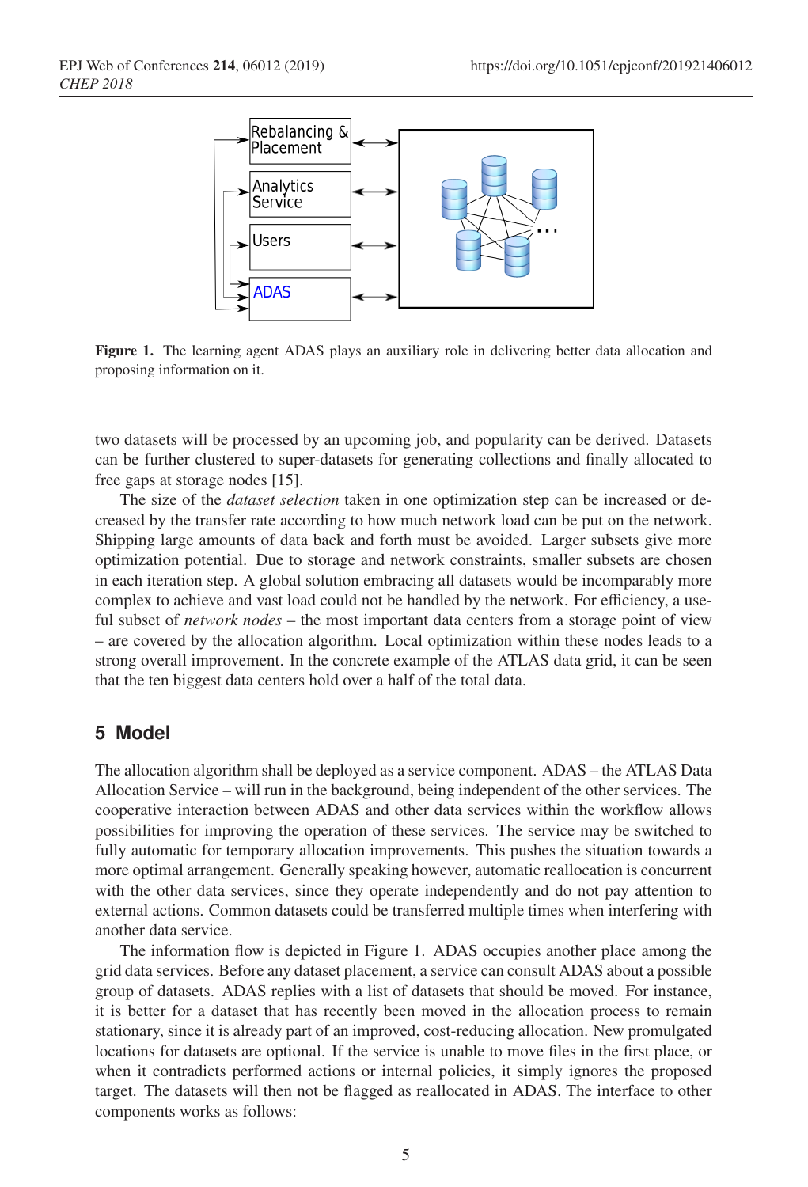Figure 1. The learning agent ADAS plays an auxiliary role in delivering better data allocation and proposing information on it.

two datasets will be processed by an upcoming job, and popularity can be derived. Datasets can be further clustered to super-datasets for generating collections and finally allocated to free gaps at storage nodes [15].

The size of the *dataset selection* taken in one optimization step can be increased or decreased by the transfer rate according to how much network load can be put on the network. Shipping large amounts of data back and forth must be avoided. Larger subsets give more optimization potential. Due to storage and network constraints, smaller subsets are chosen in each iteration step. A global solution embracing all datasets would be incomparably more complex to achieve and vast load could not be handled by the network. For efficiency, a useful subset of *network nodes* – the most important data centers from a storage point of view – are covered by the allocation algorithm. Local optimization within these nodes leads to a strong overall improvement. In the concrete example of the ATLAS data grid, it can be seen that the ten biggest data centers hold over a half of the total data.

## 5 Model

The allocation algorithm shall be deployed as a service component. ADAS – the ATLAS Data Allocation Service – will run in the background, being independent of the other services. The cooperative interaction between ADAS and other data services within the workflow allows possibilities for improving the operation of these services. The service may be switched to fully automatic for temporary allocation improvements. This pushes the situation towards a more optimal arrangement. Generally speaking however, automatic reallocation is concurrent with the other data services, since they operate independently and do not pay attention to external actions. Common datasets could be transferred multiple times when interfering with another data service.

The information flow is depicted in Figure 1. ADAS occupies another place among the grid data services. Before any dataset placement, a service can consult ADAS about a possible group of datasets. ADAS replies with a list of datasets that should be moved. For instance, it is better for a dataset that has recently been moved in the allocation process to remain stationary, since it is already part of an improved, cost-reducing allocation. New promulgated locations for datasets are optional. If the service is unable to move files in the first place, or when it contradicts performed actions or internal policies, it simply ignores the proposed target. The datasets will then not be flagged as reallocated in ADAS. The interface to other components works as follows: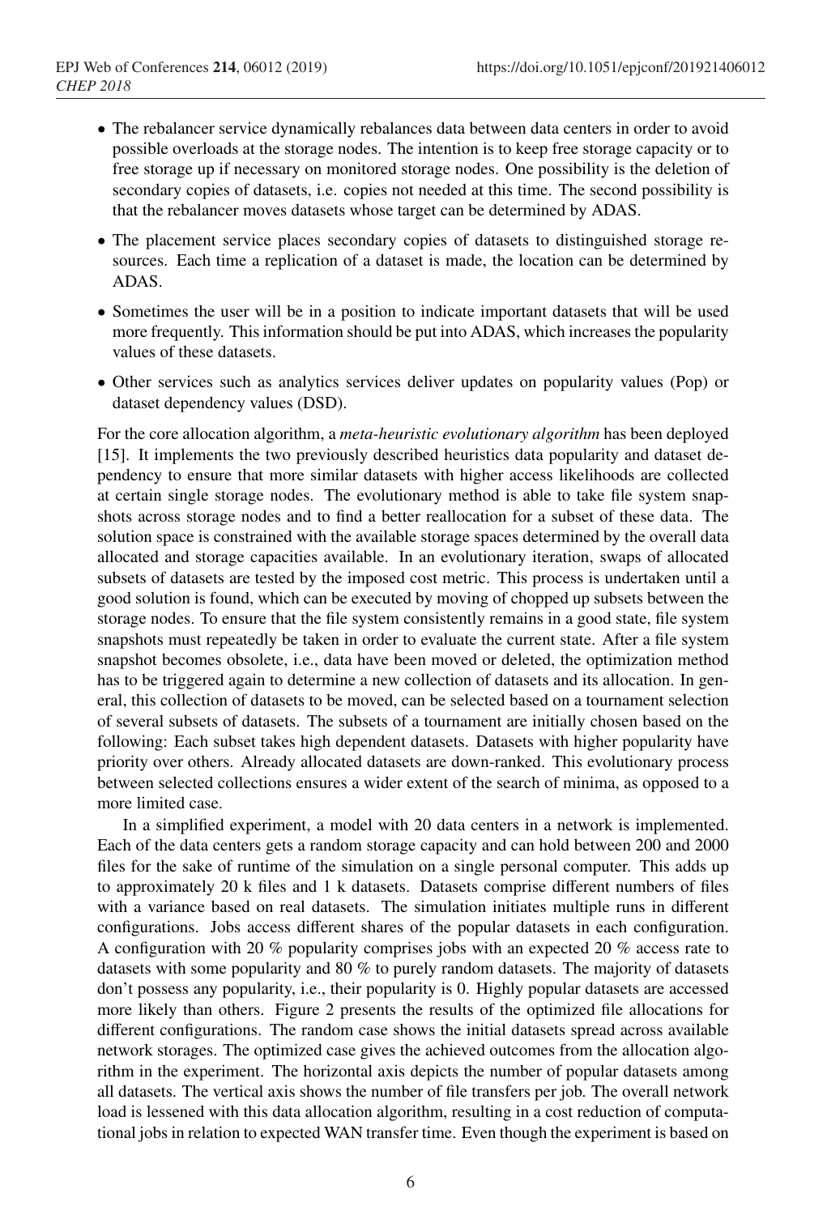- The rebalancer service dynamically rebalances data between data centers in order to avoid possible overloads at the storage nodes. The intention is to keep free storage capacity or to free storage up if necessary on monitored storage nodes. One possibility is the deletion of secondary copies of datasets, i.e. copies not needed at this time. The second possibility is that the rebalancer moves datasets whose target can be determined by ADAS.
- The placement service places secondary copies of datasets to distinguished storage resources. Each time a replication of a dataset is made, the location can be determined by ADAS.
- Sometimes the user will be in a position to indicate important datasets that will be used more frequently. This information should be put into ADAS, which increases the popularity values of these datasets.
- Other services such as analytics services deliver updates on popularity values (Pop) or dataset dependency values (DSD).

For the core allocation algorithm, a *meta-heuristic evolutionary algorithm* has been deployed [15]. It implements the two previously described heuristics data popularity and dataset dependency to ensure that more similar datasets with higher access likelihoods are collected at certain single storage nodes. The evolutionary method is able to take file system snapshots across storage nodes and to find a better reallocation for a subset of these data. The solution space is constrained with the available storage spaces determined by the overall data allocated and storage capacities available. In an evolutionary iteration, swaps of allocated subsets of datasets are tested by the imposed cost metric. This process is undertaken until a good solution is found, which can be executed by moving of chopped up subsets between the storage nodes. To ensure that the file system consistently remains in a good state, file system snapshots must repeatedly be taken in order to evaluate the current state. After a file system snapshot becomes obsolete, i.e., data have been moved or deleted, the optimization method has to be triggered again to determine a new collection of datasets and its allocation. In general, this collection of datasets to be moved, can be selected based on a tournament selection of several subsets of datasets. The subsets of a tournament are initially chosen based on the following: Each subset takes high dependent datasets. Datasets with higher popularity have priority over others. Already allocated datasets are down-ranked. This evolutionary process between selected collections ensures a wider extent of the search of minima, as opposed to a more limited case.

In a simplified experiment, a model with 20 data centers in a network is implemented. Each of the data centers gets a random storage capacity and can hold between 200 and 2000 files for the sake of runtime of the simulation on a single personal computer. This adds up to approximately 20 k files and 1 k datasets. Datasets comprise different numbers of files with a variance based on real datasets. The simulation initiates multiple runs in different configurations. Jobs access different shares of the popular datasets in each configuration. A configuration with 20 % popularity comprises jobs with an expected 20 % access rate to datasets with some popularity and 80 % to purely random datasets. The majority of datasets don't possess any popularity, i.e., their popularity is 0. Highly popular datasets are accessed more likely than others. Figure 2 presents the results of the optimized file allocations for different configurations. The random case shows the initial datasets spread across available network storages. The optimized case gives the achieved outcomes from the allocation algorithm in the experiment. The horizontal axis depicts the number of popular datasets among all datasets. The vertical axis shows the number of file transfers per job. The overall network load is lessened with this data allocation algorithm, resulting in a cost reduction of computational jobs in relation to expected WAN transfer time. Even though the experiment is based on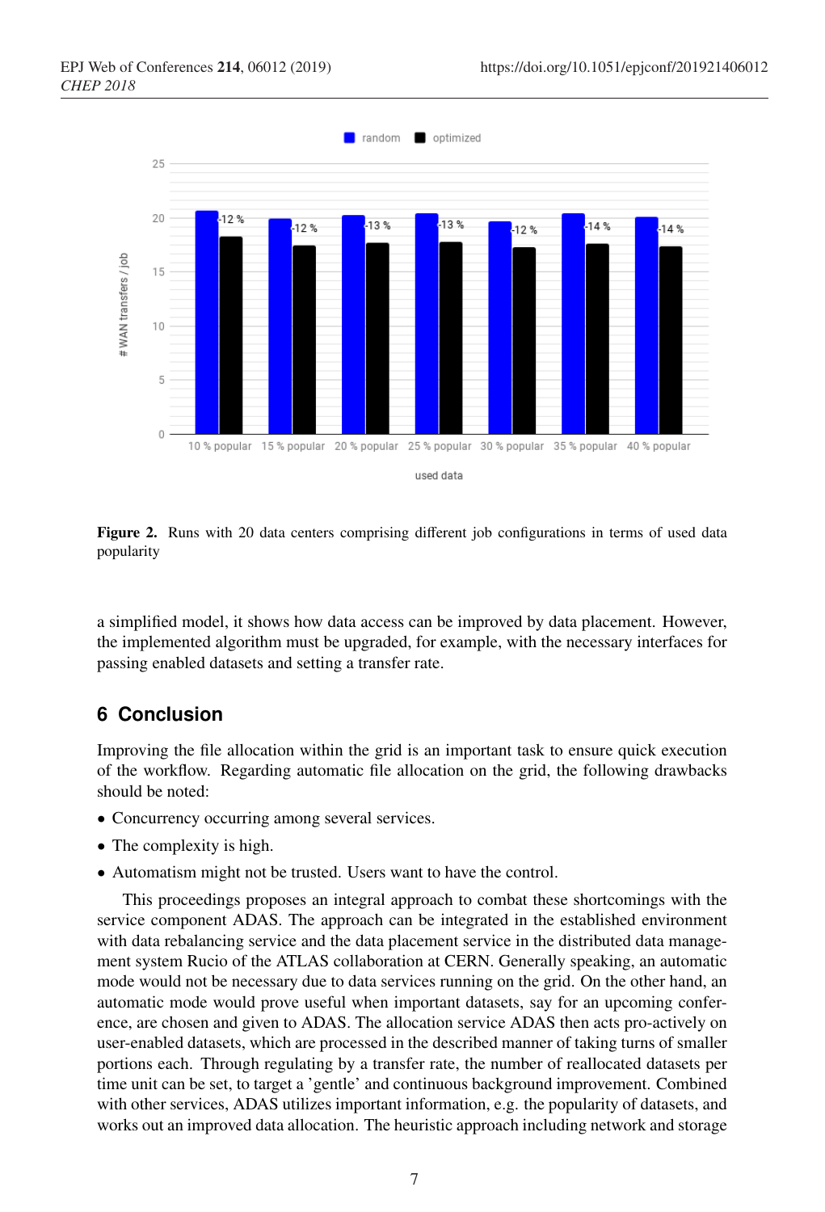**Figure 2.** Runs with 20 data centers comprising different job configurations in terms of used data popularity

a simplified model, it shows how data access can be improved by data placement. However, the implemented algorithm must be upgraded, for example, with the necessary interfaces for passing enabled datasets and setting a transfer rate.

## 6 Conclusion

Improving the file allocation within the grid is an important task to ensure quick execution of the workflow. Regarding automatic file allocation on the grid, the following drawbacks should be noted:

- Concurrency occurring among several services.
- The complexity is high.
- Automatism might not be trusted. Users want to have the control.

This proceedings proposes an integral approach to combat these shortcomings with the service component ADAS. The approach can be integrated in the established environment with data rebalancing service and the data placement service in the distributed data management system Rucio of the ATLAS collaboration at CERN. Generally speaking, an automatic mode would not be necessary due to data services running on the grid. On the other hand, an automatic mode would prove useful when important datasets, say for an upcoming conference, are chosen and given to ADAS. The allocation service ADAS then acts pro-actively on user-enabled datasets, which are processed in the described manner of taking turns of smaller portions each. Through regulating by a transfer rate, the number of reallocated datasets per time unit can be set, to target a 'gentle' and continuous background improvement. Combined with other services, ADAS utilizes important information, e.g. the popularity of datasets, and works out an improved data allocation. The heuristic approach including network and storage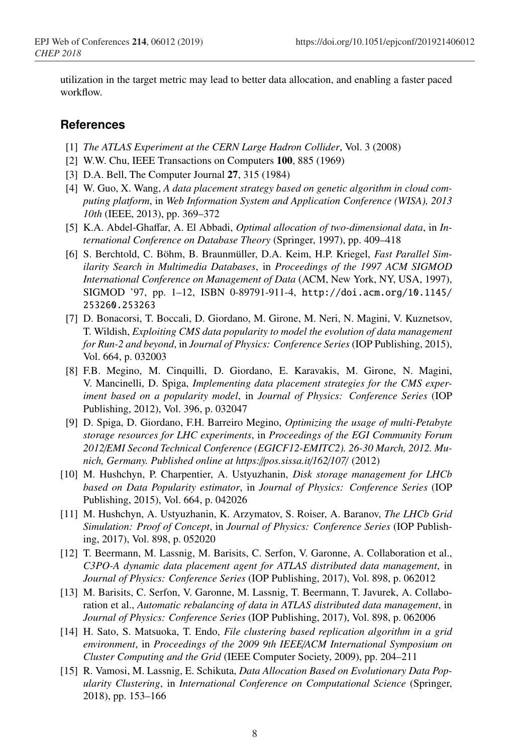utilization in the target metric may lead to better data allocation, and enabling a faster paced workflow.

## References

[1] *The ATLAS Experiment at the CERN Large Hadron Collider*, Vol. 3 (2008)

[2] W.W. Chu, IEEE Transactions on Computers **100**, 885 (1969)

[3] D.A. Bell, The Computer Journal **27**, 315 (1984)

[4] W. Guo, X. Wang, *A data placement strategy based on genetic algorithm in cloud computing platform*, in *Web Information System and Application Conference (WISA), 2013 10th* (IEEE, 2013), pp. 369–372

[5] K.A. Abdel-Ghaffar, A. El Abbadi, *Optimal allocation of two-dimensional data*, in *International Conference on Database Theory* (Springer, 1997), pp. 409–418

[6] S. Berchtold, C. Böhm, B. Braunmüller, D.A. Keim, H.P. Kriegel, *Fast Parallel Similarity Search in Multimedia Databases*, in *Proceedings of the 1997 ACM SIGMOD International Conference on Management of Data* (ACM, New York, NY, USA, 1997), SIGMOD '97, pp. 1–12, ISBN 0-89791-911-4, http://doi.acm.org/10.1145/253260.253263

[7] D. Bonacorsi, T. Boccali, D. Giordano, M. Girone, M. Neri, N. Magini, V. Kuznetsov, T. Wildish, *Exploiting CMS data popularity to model the evolution of data management for Run-2 and beyond*, in *Journal of Physics: Conference Series* (IOP Publishing, 2015), Vol. 664, p. 032003

[8] F.B. Megino, M. Cinquilli, D. Giordano, E. Karavakis, M. Girone, N. Magini, V. Mancinelli, D. Spiga, *Implementing data placement strategies for the CMS experiment based on a popularity model*, in *Journal of Physics: Conference Series* (IOP Publishing, 2012), Vol. 396, p. 032047

[9] D. Spiga, D. Giordano, F.H. Barreiro Megino, *Optimizing the usage of multi-Petabyte storage resources for LHC experiments*, in *Proceedings of the EGI Community Forum 2012/EMI Second Technical Conference (EGICF12-EMITC2). 26-30 March, 2012. Munich, Germany. Published online at https://pos.sissa.it/162/107/* (2012)

[10] M. Hushchyn, P. Charpentier, A. Ustyuzhanin, *Disk storage management for LHCb based on Data Popularity estimator*, in *Journal of Physics: Conference Series* (IOP Publishing, 2015), Vol. 664, p. 042026

[11] M. Hushchyn, A. Ustyuzhanin, K. Arzymatov, S. Roiser, A. Baranov, *The LHCb Grid Simulation: Proof of Concept*, in *Journal of Physics: Conference Series* (IOP Publishing, 2017), Vol. 898, p. 052020

[12] T. Beermann, M. Lassnig, M. Barisits, C. Serfon, V. Garonne, A. Collaboration et al., *C3PO-A dynamic data placement agent for ATLAS distributed data management*, in *Journal of Physics: Conference Series* (IOP Publishing, 2017), Vol. 898, p. 062012

[13] M. Barisits, C. Serfon, V. Garonne, M. Lassnig, T. Beermann, T. Javurek, A. Collaboration et al., *Automatic rebalancing of data in ATLAS distributed data management*, in *Journal of Physics: Conference Series* (IOP Publishing, 2017), Vol. 898, p. 062006

[14] H. Sato, S. Matsuoka, T. Endo, *File clustering based replication algorithm in a grid environment*, in *Proceedings of the 2009 9th IEEE/ACM International Symposium on Cluster Computing and the Grid* (IEEE Computer Society, 2009), pp. 204–211

[15] R. Vamosi, M. Lassnig, E. Schikuta, *Data Allocation Based on Evolutionary Data Popularity Clustering*, in *International Conference on Computational Science* (Springer, 2018), pp. 153–166